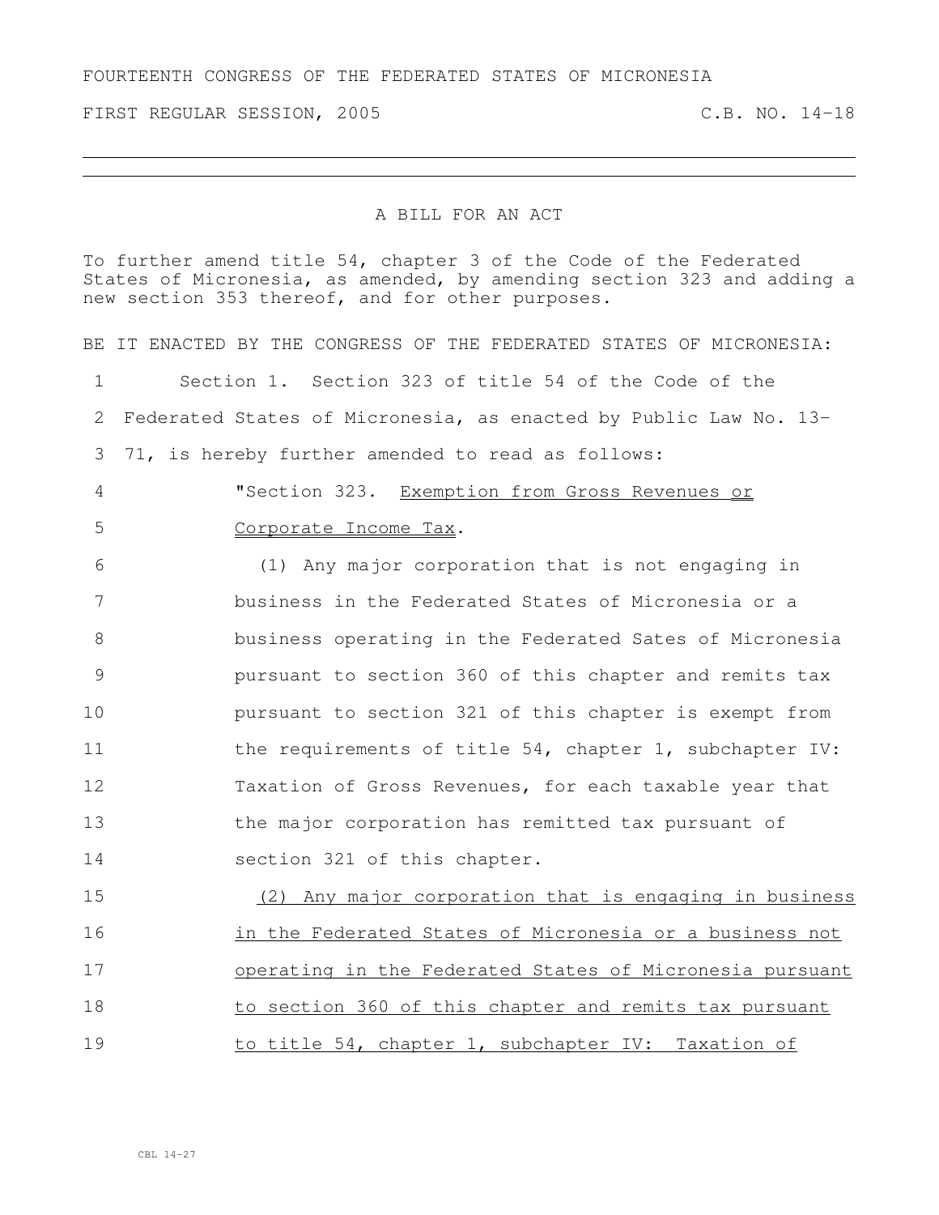FOURTEENTH CONGRESS OF THE FEDERATED STATES OF MICRONESIA

FIRST REGULAR SESSION, 2005 C.B. NO. 14-18

---

A BILL FOR AN ACT

To further amend title 54, chapter 3 of the Code of the Federated States of Micronesia, as amended, by amending section 323 and adding a new section 353 thereof, and for other purposes.

BE IT ENACTED BY THE CONGRESS OF THE FEDERATED STATES OF MICRONESIA:

1 Section 1. Section 323 of title 54 of the Code of the
2 Federated States of Micronesia, as enacted by Public Law No. 13-
3 71, is hereby further amended to read as follows:
4 "Section 323. <u>Exemption from Gross Revenues or</u>
5 <u>Corporate Income Tax</u>.
6 (1) Any major corporation that is not engaging in
7 business in the Federated States of Micronesia or a
8 business operating in the Federated Sates of Micronesia
9 pursuant to section 360 of this chapter and remits tax
10 pursuant to section 321 of this chapter is exempt from
11 the requirements of title 54, chapter 1, subchapter IV:
12 Taxation of Gross Revenues, for each taxable year that
13 the major corporation has remitted tax pursuant of
14 section 321 of this chapter.
15 <u>(2) Any major corporation that is engaging in business</u>
16 <u>in the Federated States of Micronesia or a business not</u>
17 <u>operating in the Federated States of Micronesia pursuant</u>
18 <u>to section 360 of this chapter and remits tax pursuant</u>
19 <u>to title 54, chapter 1, subchapter IV: Taxation of</u>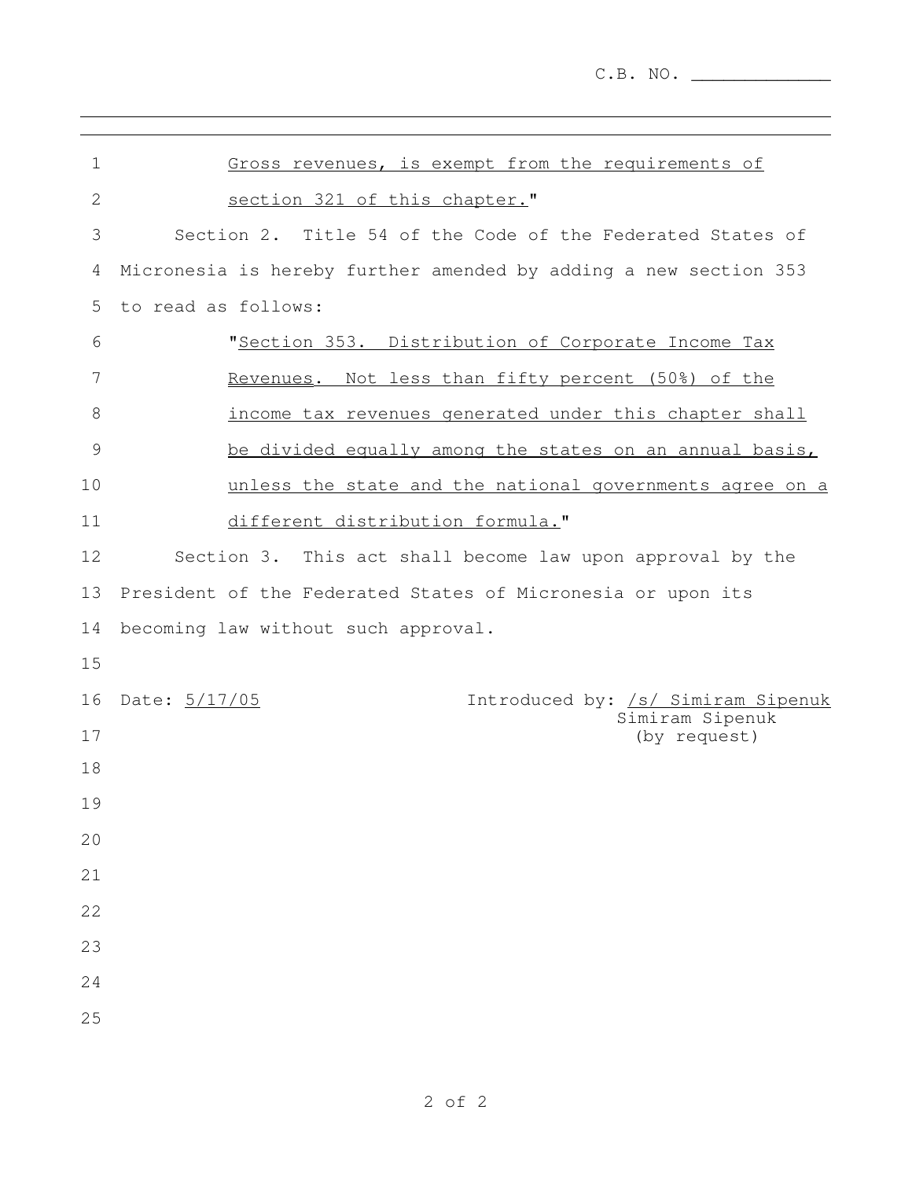C.B. NO. _____________

Gross revenues, is exempt from the requirements of section 321 of this chapter."

Section 2. Title 54 of the Code of the Federated States of Micronesia is hereby further amended by adding a new section 353 to read as follows:

"Section 353. Distribution of Corporate Income Tax Revenues. Not less than fifty percent (50%) of the income tax revenues generated under this chapter shall be divided equally among the states on an annual basis, unless the state and the national governments agree on a different distribution formula."

Section 3. This act shall become law upon approval by the President of the Federated States of Micronesia or upon its becoming law without such approval.

Date: 5/17/05

Introduced by: /s/ Simiram Sipenuk
Simiram Sipenuk
(by request)